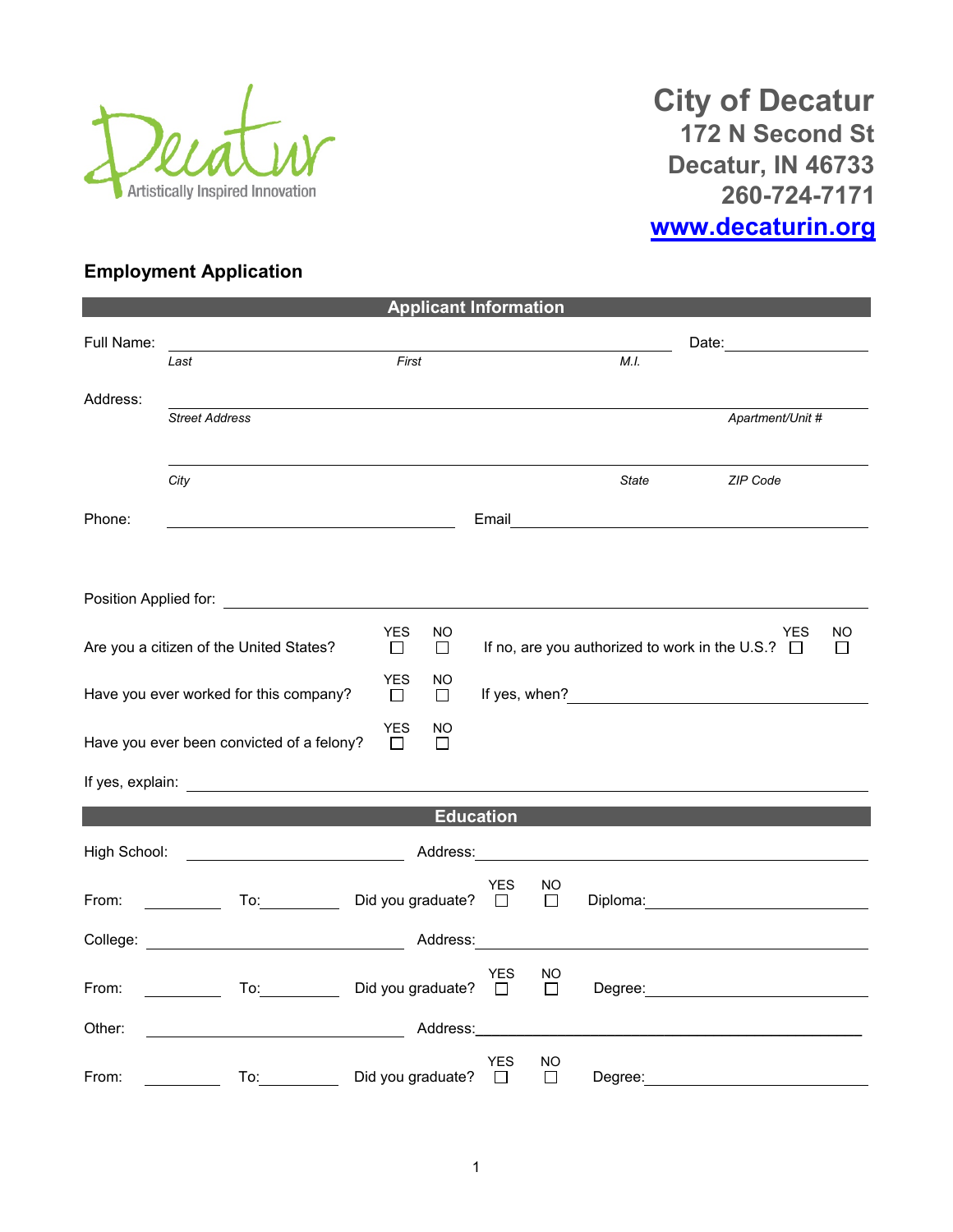Decatur
Artistically Inspired Innovation

# City of Decatur
**172 N Second St**
**Decatur, IN 46733**
**260-724-7171**
**www.decaturin.org**

## Employment Application

### Applicant Information

Full Name: ________________________________________ Date: ____________
*Last* *First* *M.I.*

Address: ________________________________________
*Street Address* *Apartment/Unit #*

________________________________________
*City* *State* *ZIP Code*

Phone: ____________________ Email ____________________

Position Applied for: ________________________________________

Are you a citizen of the United States? YES ☐ NO ☐ If no, are you authorized to work in the U.S.? YES ☐ NO ☐

Have you ever worked for this company? YES ☐ NO ☐ If yes, when? ____________________

Have you ever been convicted of a felony? YES ☐ NO ☐

If yes, explain: ________________________________________

### Education

High School: ____________________ Address: ____________________

From: __________ To: __________ Did you graduate? YES ☐ NO ☐ Diploma: ____________________

College: ____________________ Address: ____________________

From: __________ To: __________ Did you graduate? YES ☐ NO ☐ Degree: ____________________

Other: ____________________ Address: ____________________

From: __________ To: __________ Did you graduate? YES ☐ NO ☐ Degree: ____________________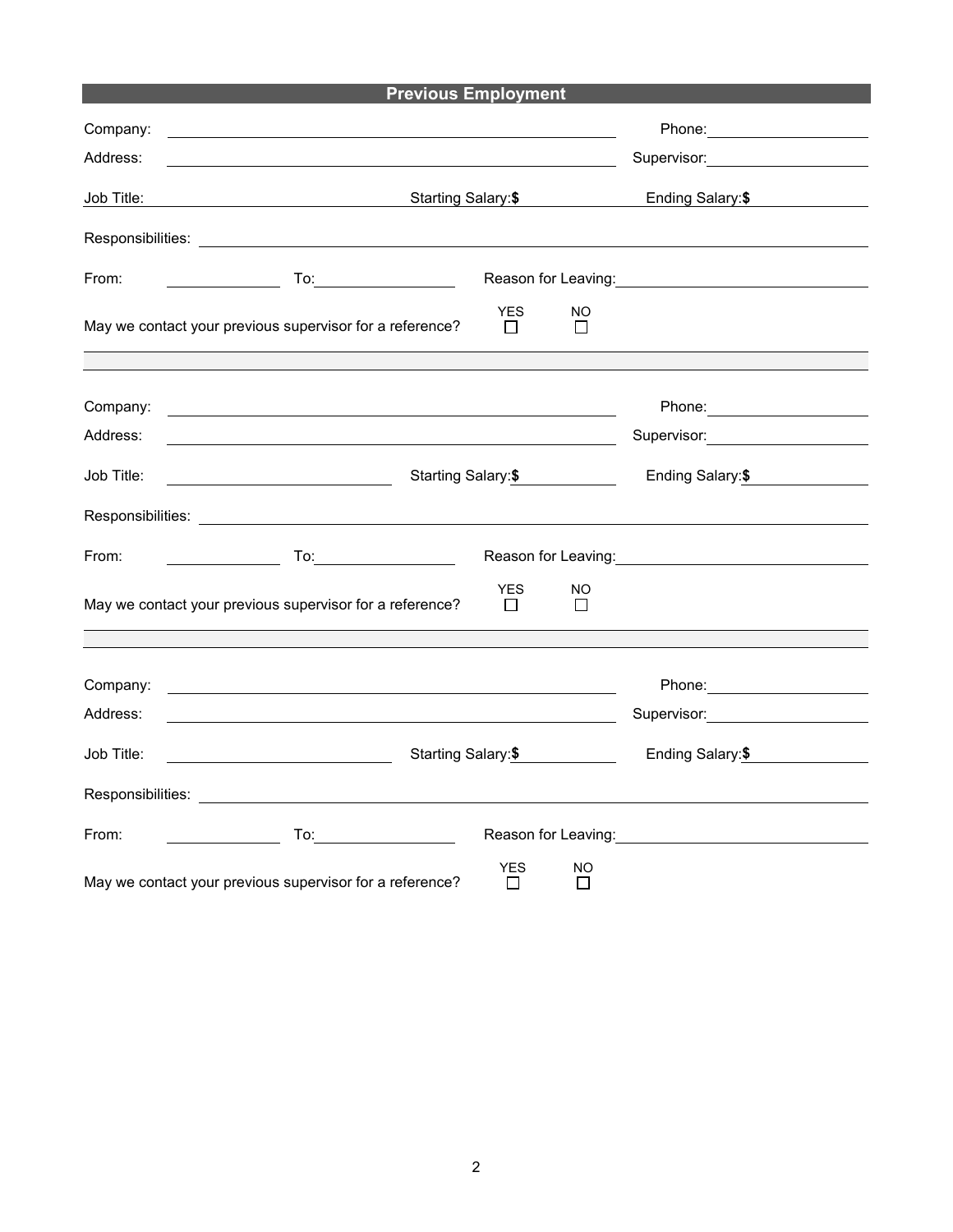## Previous Employment

Company: ______________________________ Phone: ______________

Address: ______________________________ Supervisor: ______________

Job Title: ______________ Starting Salary:**$** ______________ Ending Salary:**$** ______________

Responsibilities: ______________________________________________

From: ______________ To: ______________ Reason for Leaving: ______________

May we contact your previous supervisor for a reference? YES ☐ NO ☐

---

Company: ______________________________ Phone: ______________

Address: ______________________________ Supervisor: ______________

Job Title: ______________ Starting Salary:**$** ______________ Ending Salary:**$** ______________

Responsibilities: ______________________________________________

From: ______________ To: ______________ Reason for Leaving: ______________

May we contact your previous supervisor for a reference? YES ☐ NO ☐

---

Company: ______________________________ Phone: ______________

Address: ______________________________ Supervisor: ______________

Job Title: ______________ Starting Salary:**$** ______________ Ending Salary:**$** ______________

Responsibilities: ______________________________________________

From: ______________ To: ______________ Reason for Leaving: ______________

May we contact your previous supervisor for a reference? YES ☐ NO ☐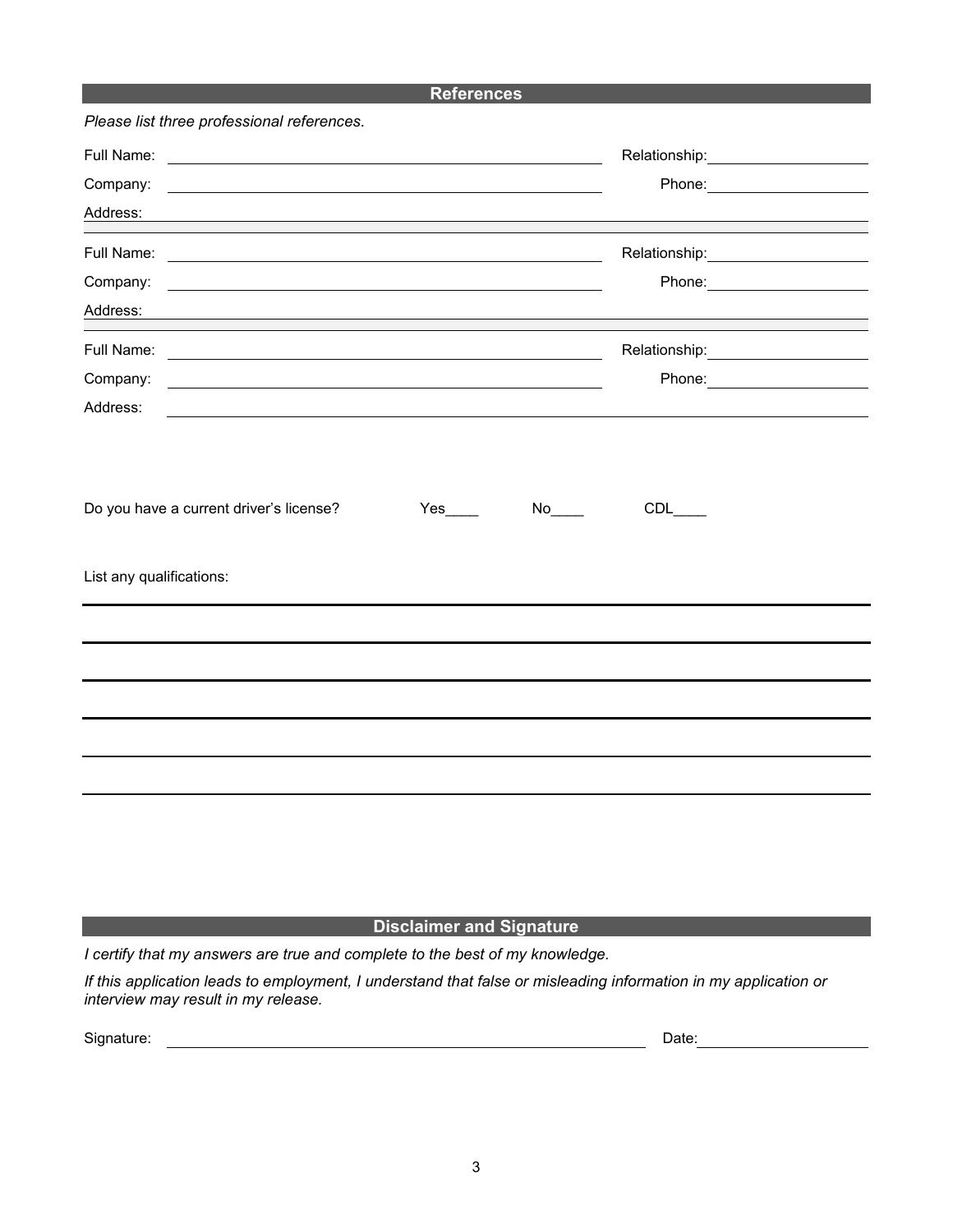## References

*Please list three professional references.*

Full Name: ____________________________________________ Relationship: ____________________

Company: ____________________________________________ Phone: ____________________

Address: ____________________________________________________________________________

Full Name: ____________________________________________ Relationship: ____________________

Company: ____________________________________________ Phone: ____________________

Address: ____________________________________________________________________________

Full Name: ____________________________________________ Relationship: ____________________

Company: ____________________________________________ Phone: ____________________

Address: ____________________________________________________________________________

Do you have a current driver's license? Yes____ No____ CDL____

List any qualifications:

______________________________________________________________________________________

______________________________________________________________________________________

______________________________________________________________________________________

______________________________________________________________________________________

______________________________________________________________________________________

## Disclaimer and Signature

*I certify that my answers are true and complete to the best of my knowledge.*

*If this application leads to employment, I understand that false or misleading information in my application or interview may result in my release.*

Signature: ____________________________________________ Date: ____________________